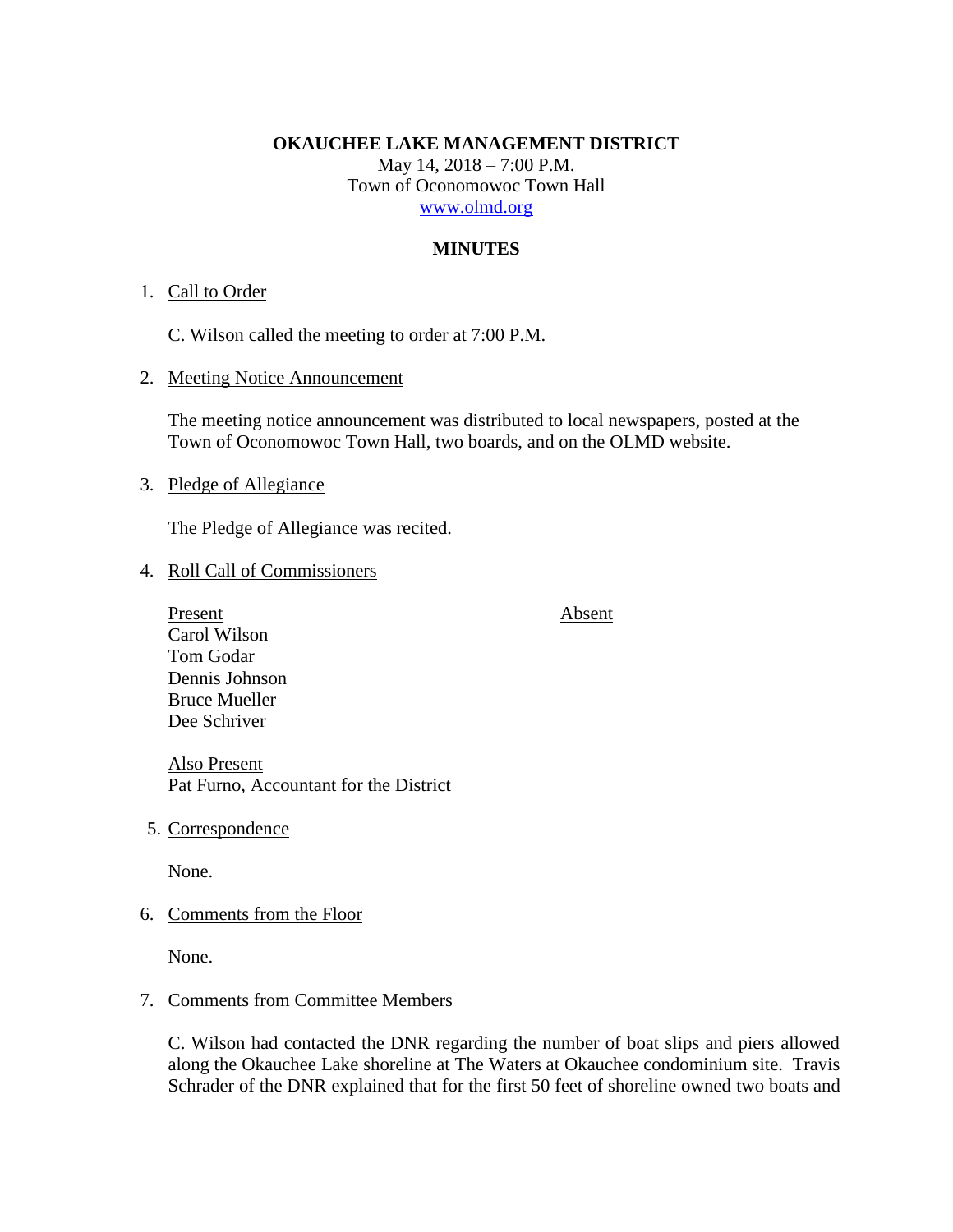**OKAUCHEE LAKE MANAGEMENT DISTRICT**
May 14, 2018 – 7:00 P.M.
Town of Oconomowoc Town Hall
[www.olmd.org](http://www.olmd.org)

## MINUTES

1. Call to Order

   C. Wilson called the meeting to order at 7:00 P.M.

2. Meeting Notice Announcement

   The meeting notice announcement was distributed to local newspapers, posted at the Town of Oconomowoc Town Hall, two boards, and on the OLMD website.

3. Pledge of Allegiance

   The Pledge of Allegiance was recited.

4. Roll Call of Commissioners

   | Present | Absent |
   |---|---|
   | Carol Wilson | |
   | Tom Godar | |
   | Dennis Johnson | |
   | Bruce Mueller | |
   | Dee Schriver | |

   Also Present
   Pat Furno, Accountant for the District

5. Correspondence

   None.

6. Comments from the Floor

   None.

7. Comments from Committee Members

   C. Wilson had contacted the DNR regarding the number of boat slips and piers allowed along the Okauchee Lake shoreline at The Waters at Okauchee condominium site. Travis Schrader of the DNR explained that for the first 50 feet of shoreline owned two boats and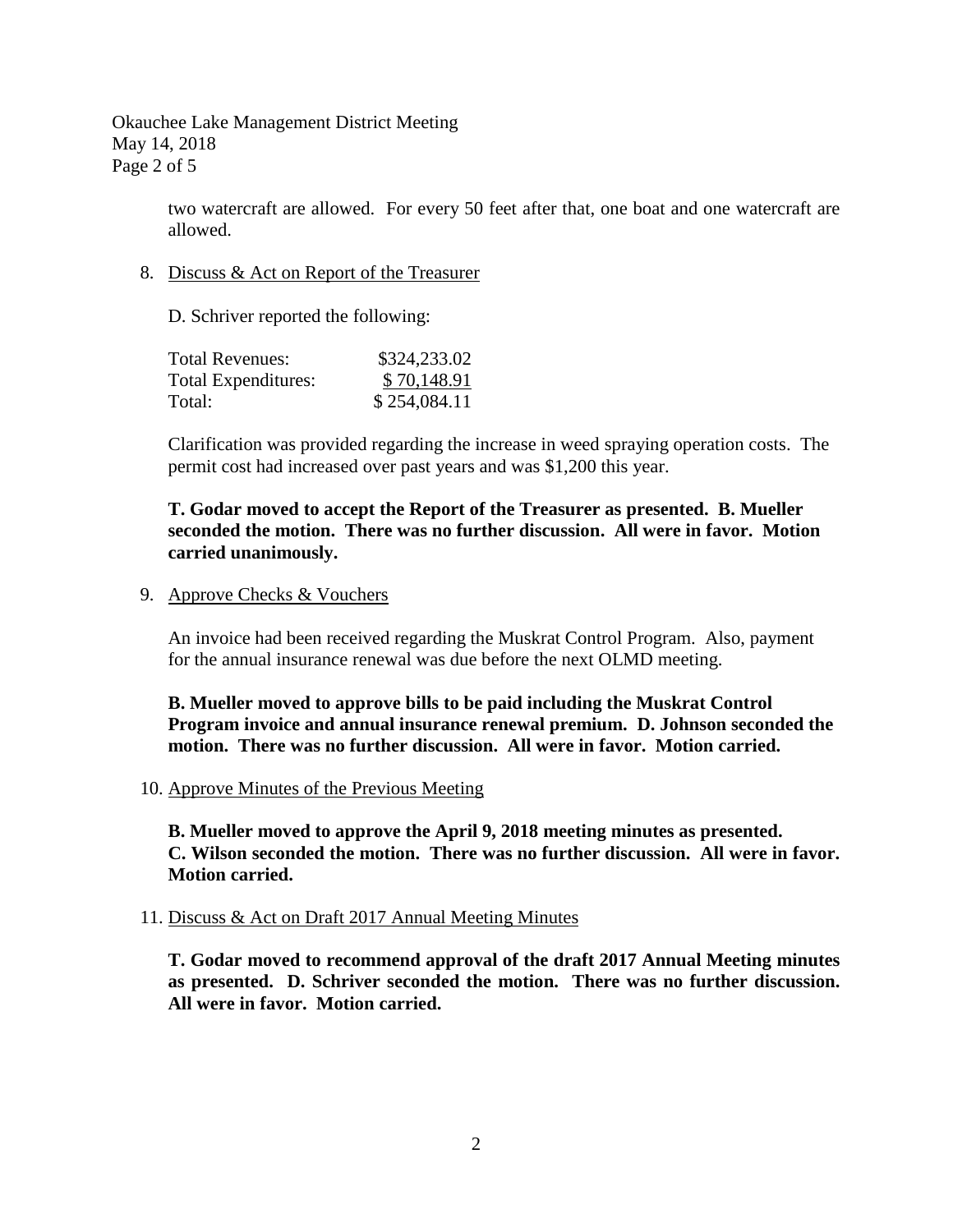two watercraft are allowed. For every 50 feet after that, one boat and one watercraft are allowed.

8. Discuss & Act on Report of the Treasurer

D. Schriver reported the following:

| | |
|---|---|
| Total Revenues: | \$324,233.02 |
| Total Expenditures: | \$ 70,148.91 |
| Total: | \$ 254,084.11 |

Clarification was provided regarding the increase in weed spraying operation costs. The permit cost had increased over past years and was \$1,200 this year.

**T. Godar moved to accept the Report of the Treasurer as presented. B. Mueller seconded the motion. There was no further discussion. All were in favor. Motion carried unanimously.**

9. Approve Checks & Vouchers

An invoice had been received regarding the Muskrat Control Program. Also, payment for the annual insurance renewal was due before the next OLMD meeting.

**B. Mueller moved to approve bills to be paid including the Muskrat Control Program invoice and annual insurance renewal premium. D. Johnson seconded the motion. There was no further discussion. All were in favor. Motion carried.**

10. Approve Minutes of the Previous Meeting

**B. Mueller moved to approve the April 9, 2018 meeting minutes as presented. C. Wilson seconded the motion. There was no further discussion. All were in favor. Motion carried.**

11. Discuss & Act on Draft 2017 Annual Meeting Minutes

**T. Godar moved to recommend approval of the draft 2017 Annual Meeting minutes as presented. D. Schriver seconded the motion. There was no further discussion. All were in favor. Motion carried.**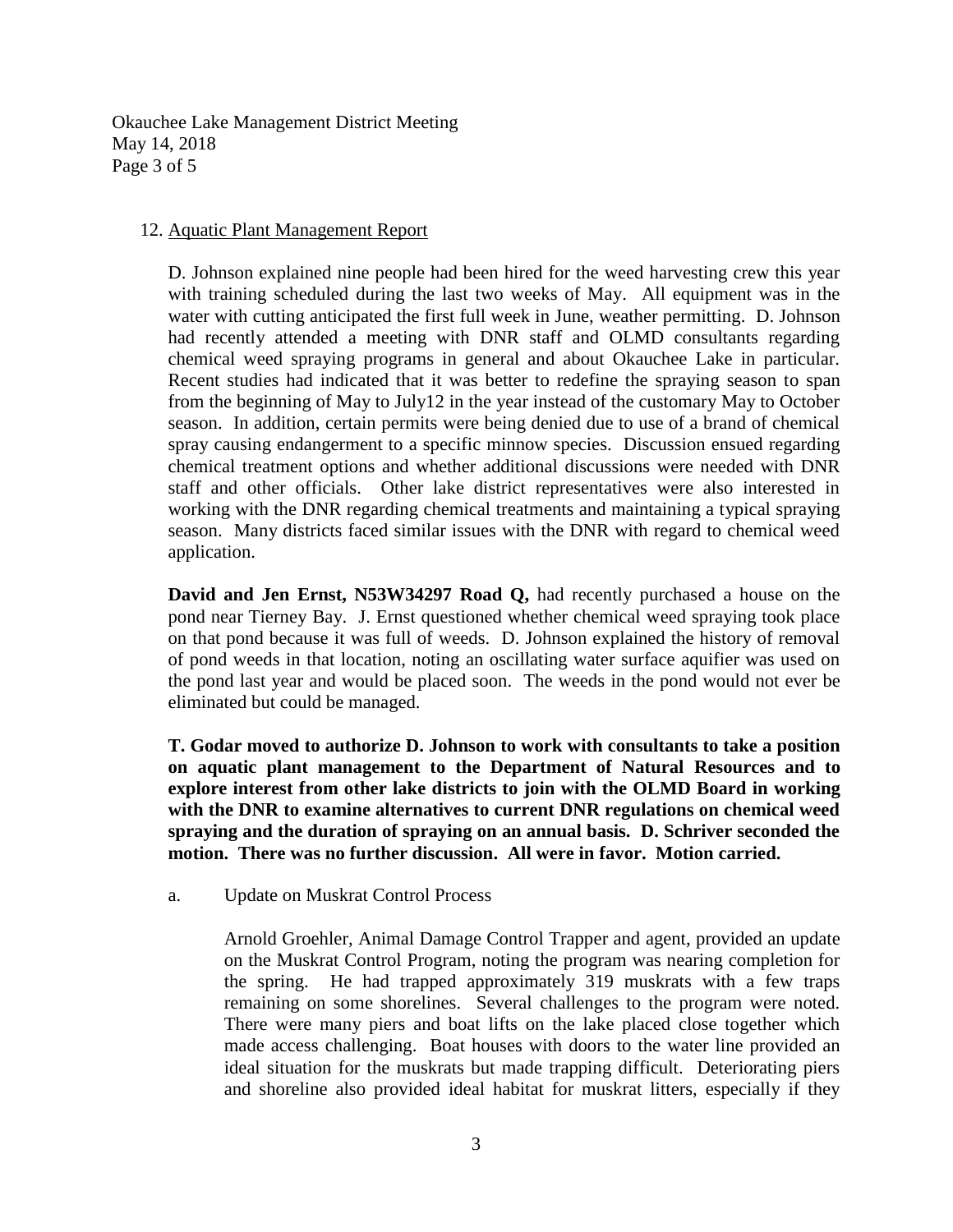12. Aquatic Plant Management Report

D. Johnson explained nine people had been hired for the weed harvesting crew this year with training scheduled during the last two weeks of May. All equipment was in the water with cutting anticipated the first full week in June, weather permitting. D. Johnson had recently attended a meeting with DNR staff and OLMD consultants regarding chemical weed spraying programs in general and about Okauchee Lake in particular. Recent studies had indicated that it was better to redefine the spraying season to span from the beginning of May to July12 in the year instead of the customary May to October season. In addition, certain permits were being denied due to use of a brand of chemical spray causing endangerment to a specific minnow species. Discussion ensued regarding chemical treatment options and whether additional discussions were needed with DNR staff and other officials. Other lake district representatives were also interested in working with the DNR regarding chemical treatments and maintaining a typical spraying season. Many districts faced similar issues with the DNR with regard to chemical weed application.

**David and Jen Ernst, N53W34297 Road Q,** had recently purchased a house on the pond near Tierney Bay. J. Ernst questioned whether chemical weed spraying took place on that pond because it was full of weeds. D. Johnson explained the history of removal of pond weeds in that location, noting an oscillating water surface aquifier was used on the pond last year and would be placed soon. The weeds in the pond would not ever be eliminated but could be managed.

**T. Godar moved to authorize D. Johnson to work with consultants to take a position on aquatic plant management to the Department of Natural Resources and to explore interest from other lake districts to join with the OLMD Board in working with the DNR to examine alternatives to current DNR regulations on chemical weed spraying and the duration of spraying on an annual basis. D. Schriver seconded the motion. There was no further discussion. All were in favor. Motion carried.**

a. Update on Muskrat Control Process

Arnold Groehler, Animal Damage Control Trapper and agent, provided an update on the Muskrat Control Program, noting the program was nearing completion for the spring. He had trapped approximately 319 muskrats with a few traps remaining on some shorelines. Several challenges to the program were noted. There were many piers and boat lifts on the lake placed close together which made access challenging. Boat houses with doors to the water line provided an ideal situation for the muskrats but made trapping difficult. Deteriorating piers and shoreline also provided ideal habitat for muskrat litters, especially if they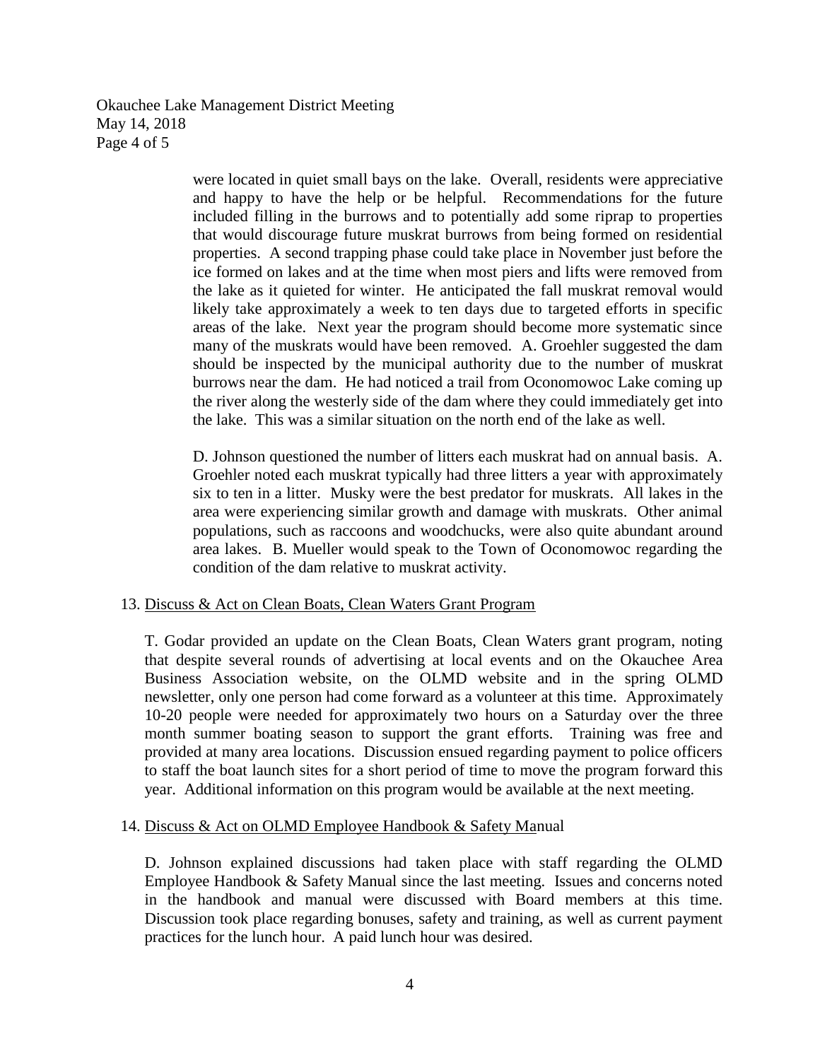were located in quiet small bays on the lake. Overall, residents were appreciative and happy to have the help or be helpful. Recommendations for the future included filling in the burrows and to potentially add some riprap to properties that would discourage future muskrat burrows from being formed on residential properties. A second trapping phase could take place in November just before the ice formed on lakes and at the time when most piers and lifts were removed from the lake as it quieted for winter. He anticipated the fall muskrat removal would likely take approximately a week to ten days due to targeted efforts in specific areas of the lake. Next year the program should become more systematic since many of the muskrats would have been removed. A. Groehler suggested the dam should be inspected by the municipal authority due to the number of muskrat burrows near the dam. He had noticed a trail from Oconomowoc Lake coming up the river along the westerly side of the dam where they could immediately get into the lake. This was a similar situation on the north end of the lake as well.

D. Johnson questioned the number of litters each muskrat had on annual basis. A. Groehler noted each muskrat typically had three litters a year with approximately six to ten in a litter. Musky were the best predator for muskrats. All lakes in the area were experiencing similar growth and damage with muskrats. Other animal populations, such as raccoons and woodchucks, were also quite abundant around area lakes. B. Mueller would speak to the Town of Oconomowoc regarding the condition of the dam relative to muskrat activity.

13. Discuss & Act on Clean Boats, Clean Waters Grant Program

T. Godar provided an update on the Clean Boats, Clean Waters grant program, noting that despite several rounds of advertising at local events and on the Okauchee Area Business Association website, on the OLMD website and in the spring OLMD newsletter, only one person had come forward as a volunteer at this time. Approximately 10-20 people were needed for approximately two hours on a Saturday over the three month summer boating season to support the grant efforts. Training was free and provided at many area locations. Discussion ensued regarding payment to police officers to staff the boat launch sites for a short period of time to move the program forward this year. Additional information on this program would be available at the next meeting.

14. Discuss & Act on OLMD Employee Handbook & Safety Manual

D. Johnson explained discussions had taken place with staff regarding the OLMD Employee Handbook & Safety Manual since the last meeting. Issues and concerns noted in the handbook and manual were discussed with Board members at this time. Discussion took place regarding bonuses, safety and training, as well as current payment practices for the lunch hour. A paid lunch hour was desired.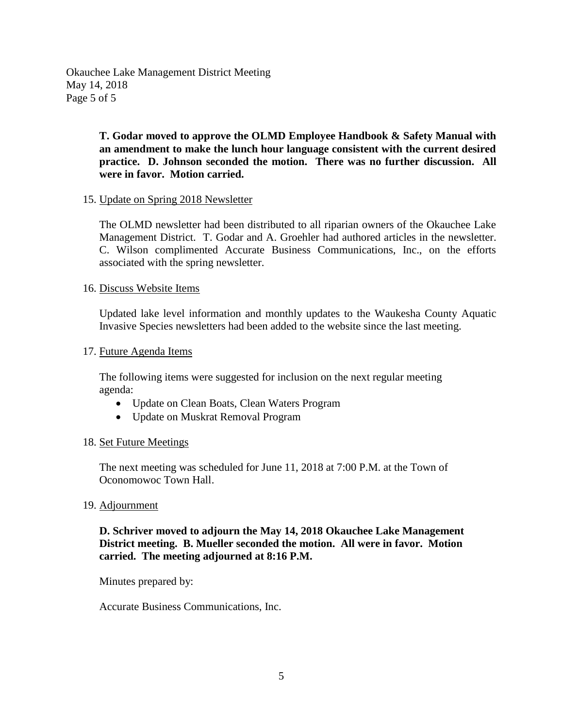**T. Godar moved to approve the OLMD Employee Handbook & Safety Manual with an amendment to make the lunch hour language consistent with the current desired practice. D. Johnson seconded the motion. There was no further discussion. All were in favor. Motion carried.**

15. Update on Spring 2018 Newsletter

    The OLMD newsletter had been distributed to all riparian owners of the Okauchee Lake Management District. T. Godar and A. Groehler had authored articles in the newsletter. C. Wilson complimented Accurate Business Communications, Inc., on the efforts associated with the spring newsletter.

16. Discuss Website Items

    Updated lake level information and monthly updates to the Waukesha County Aquatic Invasive Species newsletters had been added to the website since the last meeting.

17. Future Agenda Items

    The following items were suggested for inclusion on the next regular meeting agenda:

    - Update on Clean Boats, Clean Waters Program
    - Update on Muskrat Removal Program

18. Set Future Meetings

    The next meeting was scheduled for June 11, 2018 at 7:00 P.M. at the Town of Oconomowoc Town Hall.

19. Adjournment

    **D. Schriver moved to adjourn the May 14, 2018 Okauchee Lake Management District meeting. B. Mueller seconded the motion. All were in favor. Motion carried. The meeting adjourned at 8:16 P.M.**

    Minutes prepared by:

    Accurate Business Communications, Inc.